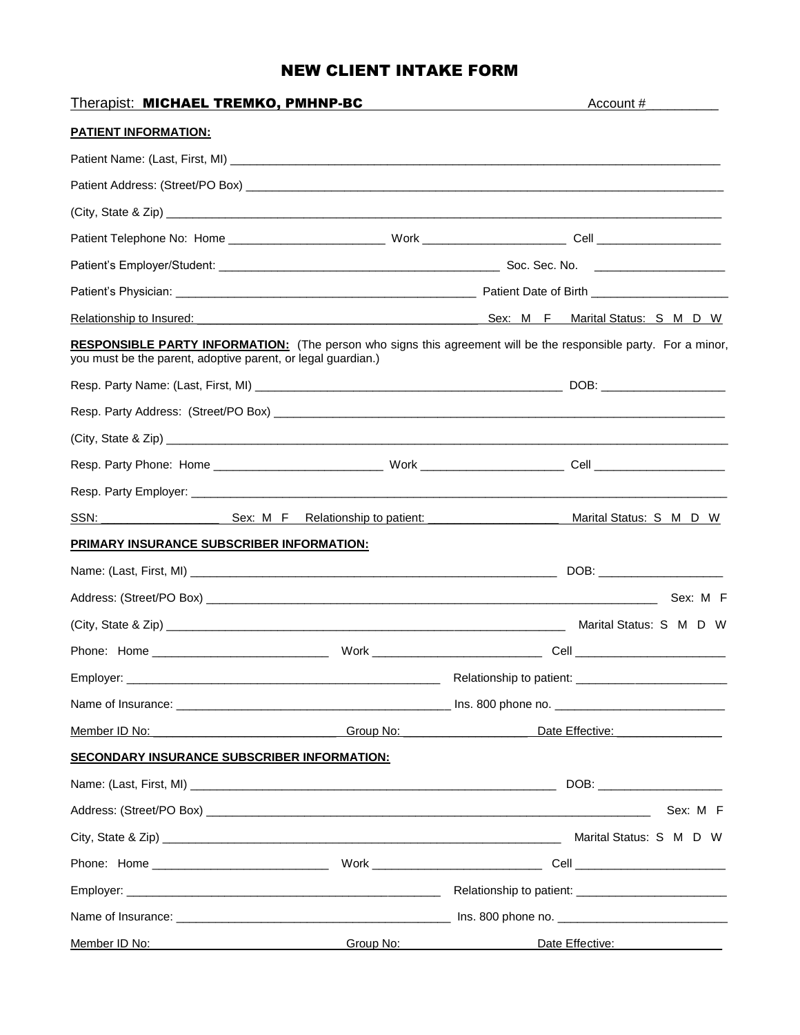# NEW CLIENT INTAKE FORM

Therapist: **MICHAEL TREMKO, PMHNP-BC** Account #__________

**PATIENT INFORMATION:**

Patient Name: (Last, First, MI) ______________________________________________

Patient Address: (Street/PO Box) ______________________________________________

(City, State & Zip) ______________________________________________

Patient Telephone No: Home ____________________ Work ____________________ Cell ____________________

Patient's Employer/Student: ______________________________ Soc. Sec. No. ____________________

Patient's Physician: ______________________________ Patient Date of Birth ____________________

Relationship to Insured: ______________________________ Sex: M F Marital Status: S M D W

**RESPONSIBLE PARTY INFORMATION:** (The person who signs this agreement will be the responsible party. For a minor, you must be the parent, adoptive parent, or legal guardian.)

Resp. Party Name: (Last, First, MI) ______________________________ DOB: ____________________

Resp. Party Address: (Street/PO Box) ______________________________________________

(City, State & Zip) ______________________________________________

Resp. Party Phone: Home ____________________ Work ____________________ Cell ____________________

Resp. Party Employer: ______________________________________________

SSN: ____________________ Sex: M F Relationship to patient: ____________________ Marital Status: S M D W

**PRIMARY INSURANCE SUBSCRIBER INFORMATION:**

Name: (Last, First, MI) ______________________________ DOB: ____________________

Address: (Street/PO Box) ______________________________ Sex: M F

(City, State & Zip) ______________________________ Marital Status: S M D W

Phone: Home ____________________ Work ____________________ Cell ____________________

Employer: ______________________________ Relationship to patient: ____________________

Name of Insurance: ______________________________ Ins. 800 phone no. ____________________

Member ID No: ____________________ Group No: ____________________ Date Effective: ____________________

**SECONDARY INSURANCE SUBSCRIBER INFORMATION:**

Name: (Last, First, MI) ______________________________ DOB: ____________________

Address: (Street/PO Box) ______________________________ Sex: M F

City, State & Zip) ______________________________ Marital Status: S M D W

Phone: Home ____________________ Work ____________________ Cell ____________________

Employer: ______________________________ Relationship to patient: ____________________

Name of Insurance: ______________________________ Ins. 800 phone no. ____________________

Member ID No: ____________________ Group No: ____________________ Date Effective: ____________________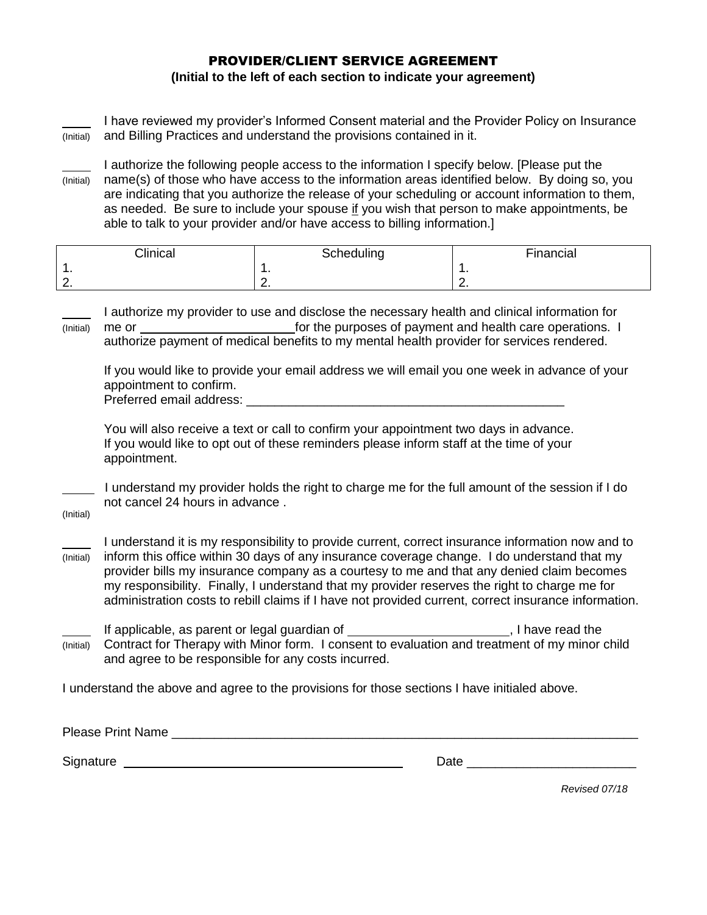# PROVIDER/CLIENT SERVICE AGREEMENT

**(Initial to the left of each section to indicate your agreement)**

____ (Initial) I have reviewed my provider's Informed Consent material and the Provider Policy on Insurance and Billing Practices and understand the provisions contained in it.

____ (Initial) I authorize the following people access to the information I specify below. [Please put the name(s) of those who have access to the information areas identified below. By doing so, you are indicating that you authorize the release of your scheduling or account information to them, as needed. Be sure to include your spouse if you wish that person to make appointments, be able to talk to your provider and/or have access to billing information.]

| Clinical | Scheduling | Financial |
|---|---|---|
| 1. | 1. | 1. |
| 2. | 2. | 2. |

____ (Initial) I authorize my provider to use and disclose the necessary health and clinical information for me or ______________________ for the purposes of payment and health care operations. I authorize payment of medical benefits to my mental health provider for services rendered.

If you would like to provide your email address we will email you one week in advance of your appointment to confirm.
Preferred email address: ______________________________________________

You will also receive a text or call to confirm your appointment two days in advance. If you would like to opt out of these reminders please inform staff at the time of your appointment.

____ (Initial) I understand my provider holds the right to charge me for the full amount of the session if I do not cancel 24 hours in advance .

____ (Initial) I understand it is my responsibility to provide current, correct insurance information now and to inform this office within 30 days of any insurance coverage change. I do understand that my provider bills my insurance company as a courtesy to me and that any denied claim becomes my responsibility. Finally, I understand that my provider reserves the right to charge me for administration costs to rebill claims if I have not provided current, correct insurance information.

____ (Initial) If applicable, as parent or legal guardian of ______________________, I have read the Contract for Therapy with Minor form. I consent to evaluation and treatment of my minor child and agree to be responsible for any costs incurred.

I understand the above and agree to the provisions for those sections I have initialed above.

Please Print Name ____________________________________________________________________

Signature ________________________________________ Date ________________________

*Revised 07/18*